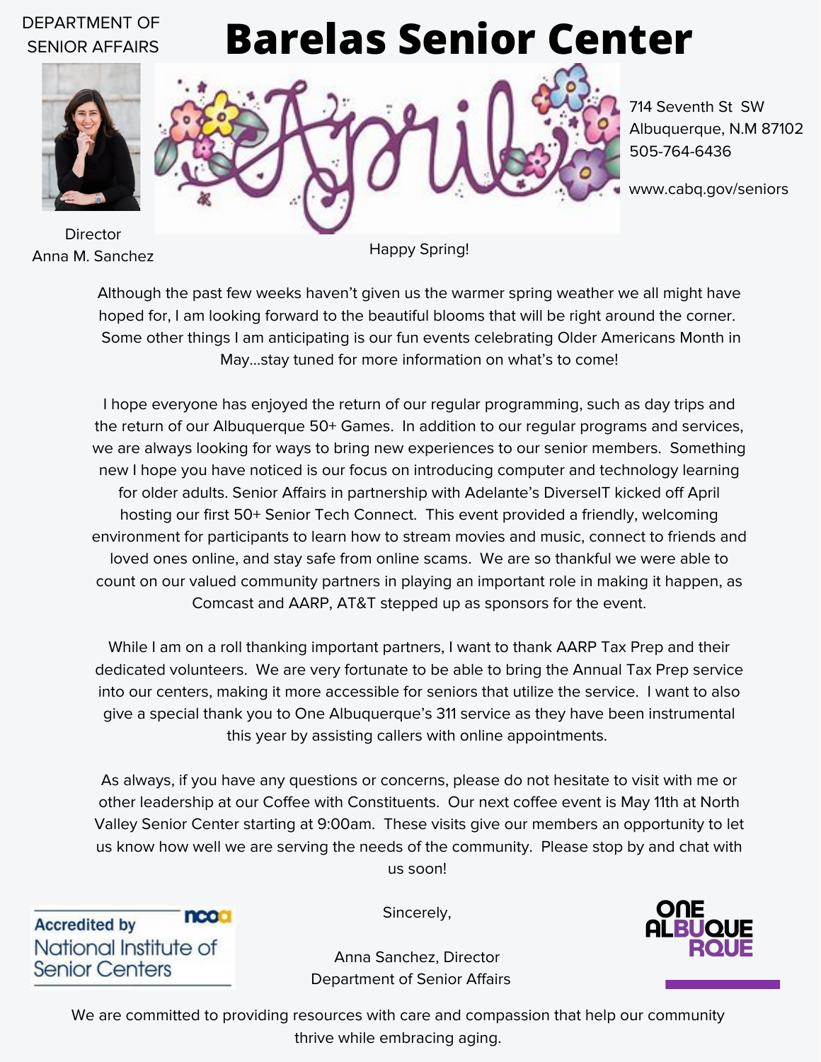DEPARTMENT OF SENIOR AFFAIRS

# Barelas Senior Center

April

714 Seventh St SW
Albuquerque, N.M 87102
505-764-6436

www.cabq.gov/seniors

Director
Anna M. Sanchez

Happy Spring!

Although the past few weeks haven't given us the warmer spring weather we all might have hoped for, I am looking forward to the beautiful blooms that will be right around the corner. Some other things I am anticipating is our fun events celebrating Older Americans Month in May...stay tuned for more information on what's to come!

I hope everyone has enjoyed the return of our regular programming, such as day trips and the return of our Albuquerque 50+ Games. In addition to our regular programs and services, we are always looking for ways to bring new experiences to our senior members. Something new I hope you have noticed is our focus on introducing computer and technology learning for older adults. Senior Affairs in partnership with Adelante's DiverseIT kicked off April hosting our first 50+ Senior Tech Connect. This event provided a friendly, welcoming environment for participants to learn how to stream movies and music, connect to friends and loved ones online, and stay safe from online scams. We are so thankful we were able to count on our valued community partners in playing an important role in making it happen, as Comcast and AARP, AT&T stepped up as sponsors for the event.

While I am on a roll thanking important partners, I want to thank AARP Tax Prep and their dedicated volunteers. We are very fortunate to be able to bring the Annual Tax Prep service into our centers, making it more accessible for seniors that utilize the service. I want to also give a special thank you to One Albuquerque's 311 service as they have been instrumental this year by assisting callers with online appointments.

As always, if you have any questions or concerns, please do not hesitate to visit with me or other leadership at our Coffee with Constituents. Our next coffee event is May 11th at North Valley Senior Center starting at 9:00am. These visits give our members an opportunity to let us know how well we are serving the needs of the community. Please stop by and chat with us soon!

Sincerely,

Anna Sanchez, Director
Department of Senior Affairs

Accredited by ncoa National Institute of Senior Centers

ONE ALBUQUERQUE

We are committed to providing resources with care and compassion that help our community thrive while embracing aging.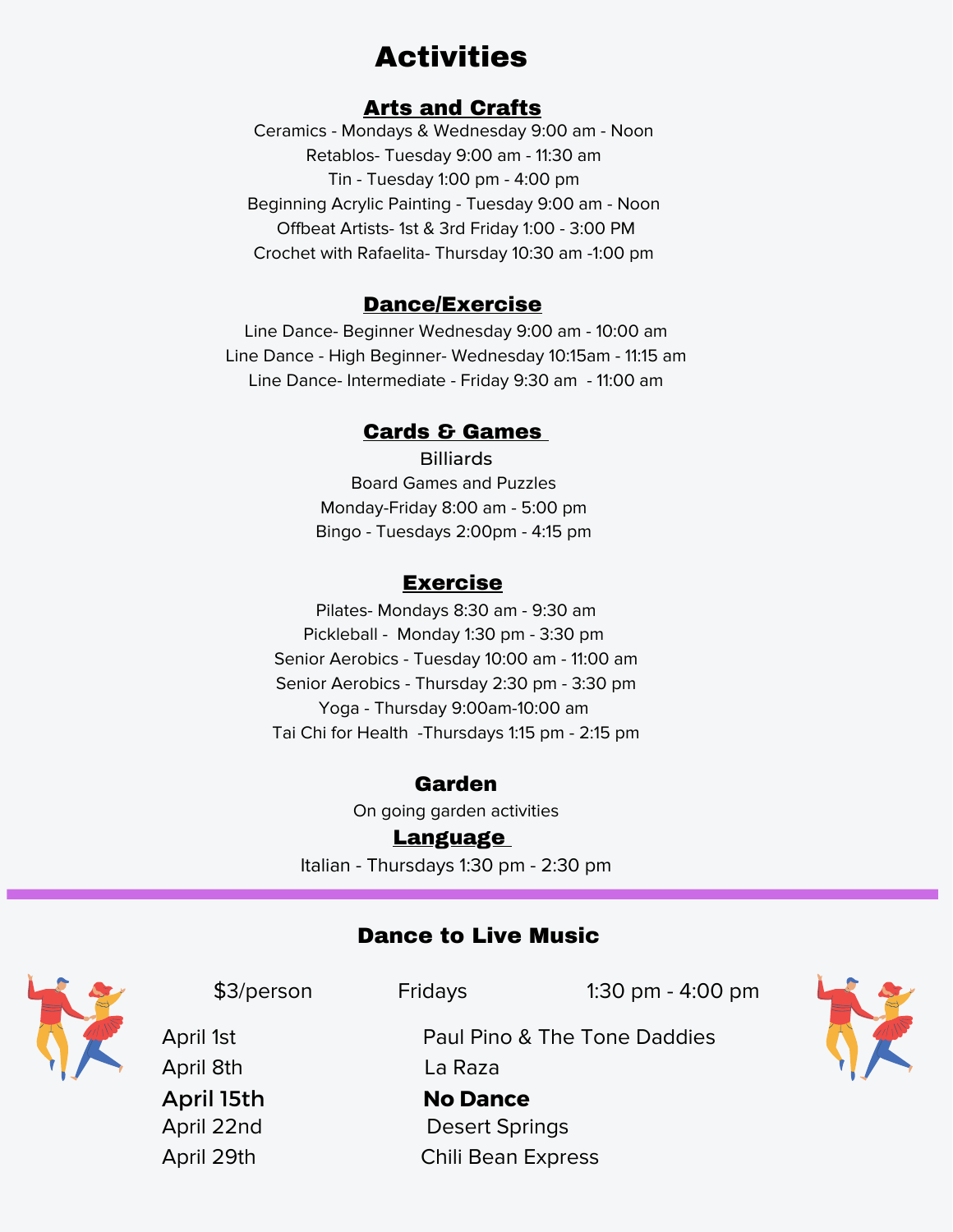# Activities

## Arts and Crafts

Ceramics - Mondays & Wednesday 9:00 am - Noon
Retablos- Tuesday 9:00 am - 11:30 am
Tin - Tuesday 1:00 pm - 4:00 pm
Beginning Acrylic Painting - Tuesday 9:00 am - Noon
Offbeat Artists- 1st & 3rd Friday 1:00 - 3:00 PM
Crochet with Rafaelita- Thursday 10:30 am -1:00 pm

## Dance/Exercise

Line Dance- Beginner Wednesday 9:00 am - 10:00 am
Line Dance - High Beginner- Wednesday 10:15am - 11:15 am
Line Dance- Intermediate - Friday 9:30 am - 11:00 am

## Cards & Games

Billiards
Board Games and Puzzles
Monday-Friday 8:00 am - 5:00 pm
Bingo - Tuesdays 2:00pm - 4:15 pm

## Exercise

Pilates- Mondays 8:30 am - 9:30 am
Pickleball - Monday 1:30 pm - 3:30 pm
Senior Aerobics - Tuesday 10:00 am - 11:00 am
Senior Aerobics - Thursday 2:30 pm - 3:30 pm
Yoga - Thursday 9:00am-10:00 am
Tai Chi for Health -Thursdays 1:15 pm - 2:15 pm

## Garden

On going garden activities

## Language

Italian - Thursdays 1:30 pm - 2:30 pm

---

## Dance to Live Music

$3/person    Fridays    1:30 pm - 4:00 pm

| | |
|---|---|
| April 1st | Paul Pino & The Tone Daddies |
| April 8th | La Raza |
| **April 15th** | **No Dance** |
| April 22nd | Desert Springs |
| April 29th | Chili Bean Express |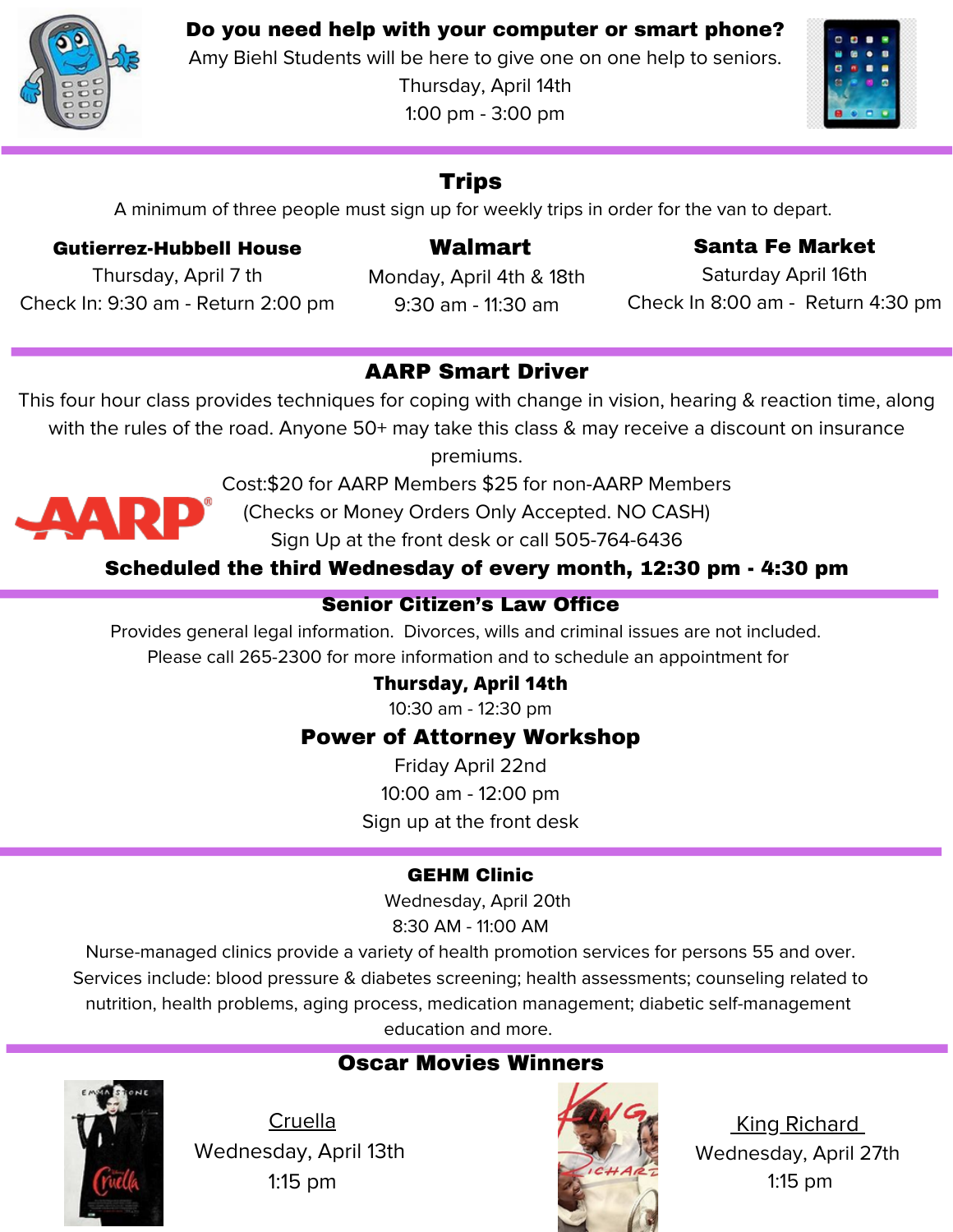## Do you need help with your computer or smart phone?

Amy Biehl Students will be here to give one on one help to seniors.

Thursday, April 14th

1:00 pm - 3:00 pm

## Trips

A minimum of three people must sign up for weekly trips in order for the van to depart.

**Gutierrez-Hubbell House**

Thursday, April 7 th

Check In: 9:30 am - Return 2:00 pm

**Walmart**

Monday, April 4th & 18th

9:30 am - 11:30 am

**Santa Fe Market**

Saturday April 16th

Check In 8:00 am - Return 4:30 pm

## AARP Smart Driver

This four hour class provides techniques for coping with change in vision, hearing & reaction time, along with the rules of the road. Anyone 50+ may take this class & may receive a discount on insurance premiums.

Cost:$20 for AARP Members $25 for non-AARP Members

(Checks or Money Orders Only Accepted. NO CASH)

Sign Up at the front desk or call 505-764-6436

**Scheduled the third Wednesday of every month, 12:30 pm - 4:30 pm**

## Senior Citizen's Law Office

Provides general legal information. Divorces, wills and criminal issues are not included.

Please call 265-2300 for more information and to schedule an appointment for

**Thursday, April 14th**

10:30 am - 12:30 pm

## Power of Attorney Workshop

Friday April 22nd

10:00 am - 12:00 pm

Sign up at the front desk

## GEHM Clinic

Wednesday, April 20th

8:30 AM - 11:00 AM

Nurse-managed clinics provide a variety of health promotion services for persons 55 and over. Services include: blood pressure & diabetes screening; health assessments; counseling related to nutrition, health problems, aging process, medication management; diabetic self-management education and more.

## Oscar Movies Winners

Cruella

Wednesday, April 13th

1:15 pm

King Richard

Wednesday, April 27th

1:15 pm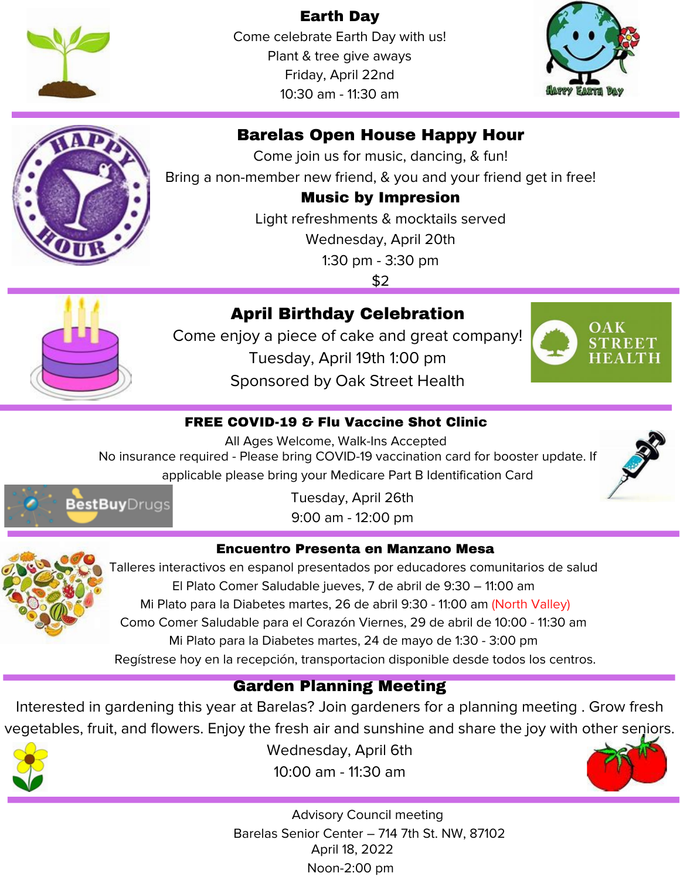## Earth Day

Come celebrate Earth Day with us!

Plant & tree give aways

Friday, April 22nd

10:30 am - 11:30 am

## Barelas Open House Happy Hour

Come join us for music, dancing, & fun!

Bring a non-member new friend, & you and your friend get in free!

**Music by Impresion**

Light refreshments & mocktails served

Wednesday, April 20th

1:30 pm - 3:30 pm

$2

## April Birthday Celebration

Come enjoy a piece of cake and great company!

Tuesday, April 19th 1:00 pm

Sponsored by Oak Street Health

OAK STREET HEALTH

## FREE COVID-19 & Flu Vaccine Shot Clinic

All Ages Welcome, Walk-Ins Accepted

No insurance required - Please bring COVID-19 vaccination card for booster update. If applicable please bring your Medicare Part B Identification Card

BestBuyDrugs

Tuesday, April 26th

9:00 am - 12:00 pm

## Encuentro Presenta en Manzano Mesa

Talleres interactivos en espanol presentados por educadores comunitarios de salud

El Plato Comer Saludable jueves, 7 de abril de 9:30 – 11:00 am

Mi Plato para la Diabetes martes, 26 de abril 9:30 - 11:00 am (North Valley)

Como Comer Saludable para el Corazón Viernes, 29 de abril de 10:00 - 11:30 am

Mi Plato para la Diabetes martes, 24 de mayo de 1:30 - 3:00 pm

Regístrese hoy en la recepción, transportacion disponible desde todos los centros.

## Garden Planning Meeting

Interested in gardening this year at Barelas? Join gardeners for a planning meeting . Grow fresh vegetables, fruit, and flowers. Enjoy the fresh air and sunshine and share the joy with other seniors.

Wednesday, April 6th

10:00 am - 11:30 am

Advisory Council meeting

Barelas Senior Center – 714 7th St. NW, 87102

April 18, 2022

Noon-2:00 pm